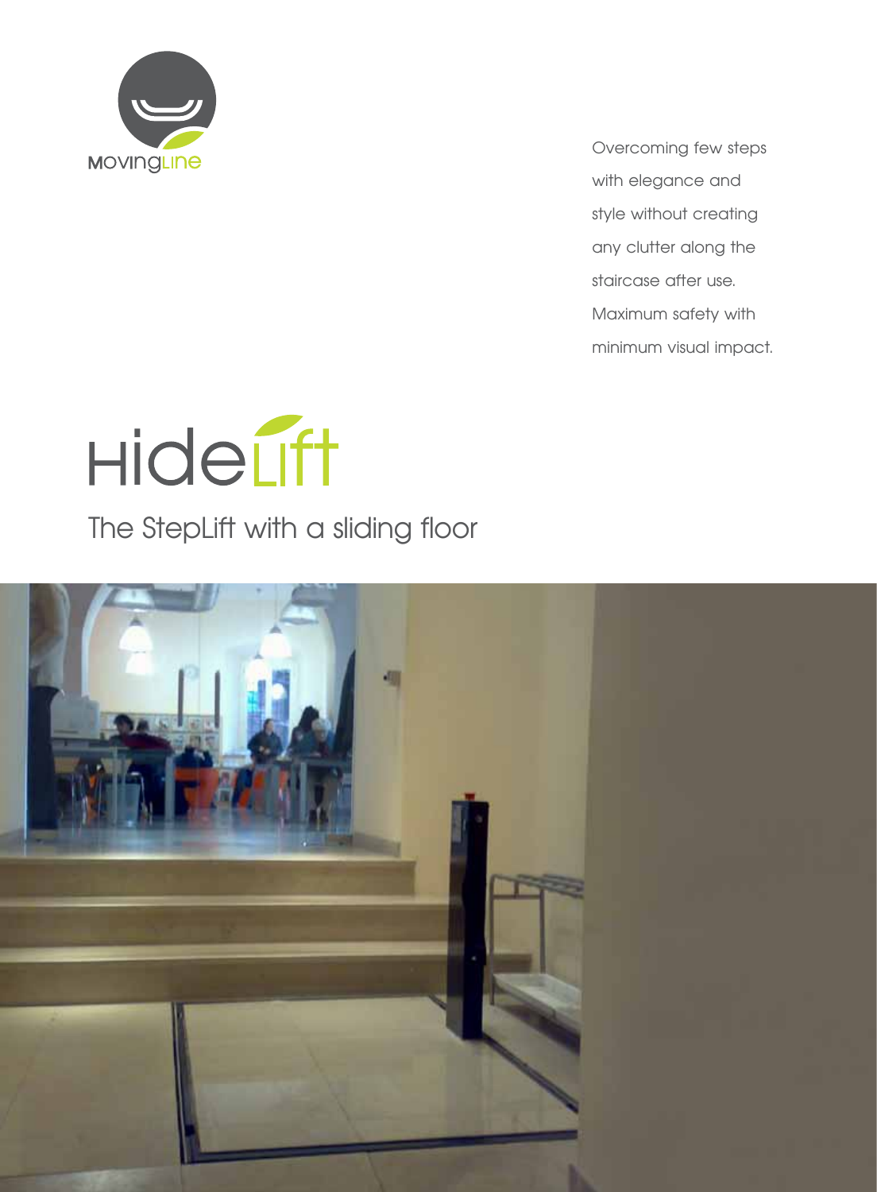MovingLine

Overcoming few steps with elegance and style without creating any clutter along the staircase after use. Maximum safety with minimum visual impact.

# HideLift

## The StepLift with a sliding floor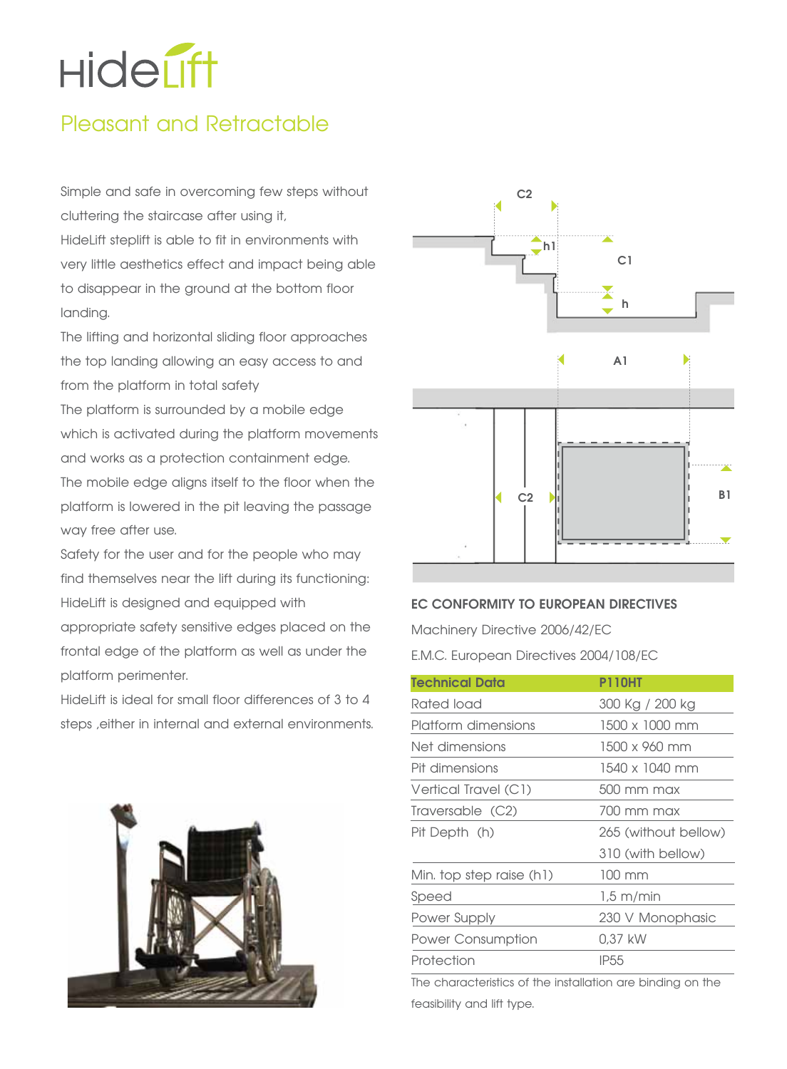# HideLift

## Pleasant and Retractable

Simple and safe in overcoming few steps without cluttering the staircase after using it,
HideLift steplift is able to fit in environments with very little aesthetics effect and impact being able to disappear in the ground at the bottom floor landing.
The lifting and horizontal sliding floor approaches the top landing allowing an easy access to and from the platform in total safety
The platform is surrounded by a mobile edge which is activated during the platform movements and works as a protection containment edge.
The mobile edge aligns itself to the floor when the platform is lowered in the pit leaving the passage way free after use.
Safety for the user and for the people who may find themselves near the lift during its functioning:
HideLift is designed and equipped with appropriate safety sensitive edges placed on the frontal edge of the platform as well as under the platform perimenter.
HideLift is ideal for small floor differences of 3 to 4 steps ,either in internal and external environments.

**EC CONFORMITY TO EUROPEAN DIRECTIVES**

Machinery Directive 2006/42/EC

E.M.C. European Directives 2004/108/EC

| Technical Data | P110HT |
| --- | --- |
| Rated load | 300 Kg / 200 kg |
| Platform dimensions | 1500 x 1000 mm |
| Net dimensions | 1500 x 960 mm |
| Pit dimensions | 1540 x 1040 mm |
| Vertical Travel (C1) | 500 mm max |
| Traversable (C2) | 700 mm max |
| Pit Depth (h) | 265 (without bellow)<br>310 (with bellow) |
| Min. top step raise (h1) | 100 mm |
| Speed | 1,5 m/min |
| Power Supply | 230 V Monophasic |
| Power Consumption | 0,37 kW |
| Protection | IP55 |

The characteristics of the installation are binding on the feasibility and lift type.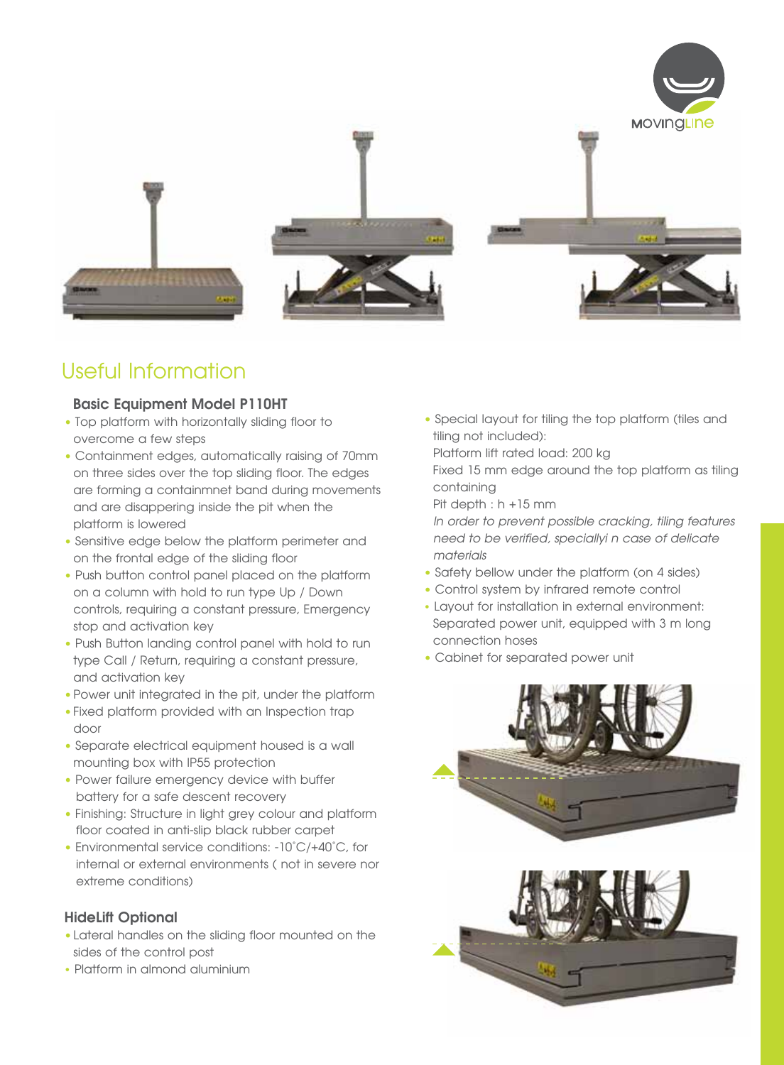## Useful Information

### Basic Equipment Model P110HT

- Top platform with horizontally sliding floor to overcome a few steps
- Containment edges, automatically raising of 70mm on three sides over the top sliding floor. The edges are forming a containmnet band during movements and are disappering inside the pit when the platform is lowered
- Sensitive edge below the platform perimeter and on the frontal edge of the sliding floor
- Push button control panel placed on the platform on a column with hold to run type Up / Down controls, requiring a constant pressure, Emergency stop and activation key
- Push Button landing control panel with hold to run type Call / Return, requiring a constant pressure, and activation key
- Power unit integrated in the pit, under the platform
- Fixed platform provided with an Inspection trap door
- Separate electrical equipment housed is a wall mounting box with IP55 protection
- Power failure emergency device with buffer battery for a safe descent recovery
- Finishing: Structure in light grey colour and platform floor coated in anti-slip black rubber carpet
- Environmental service conditions: -10˚C/+40˚C, for internal or external environments ( not in severe nor extreme conditions)

### HideLift Optional

- Lateral handles on the sliding floor mounted on the sides of the control post
- Platform in almond aluminium
- Special layout for tiling the top platform (tiles and tiling not included):
  Platform lift rated load: 200 kg
  Fixed 15 mm edge around the top platform as tiling containing
  Pit depth : h +15 mm
  *In order to prevent possible cracking, tiling features need to be verified, speciallyi n case of delicate materials*
- Safety bellow under the platform (on 4 sides)
- Control system by infrared remote control
- Layout for installation in external environment: Separated power unit, equipped with 3 m long connection hoses
- Cabinet for separated power unit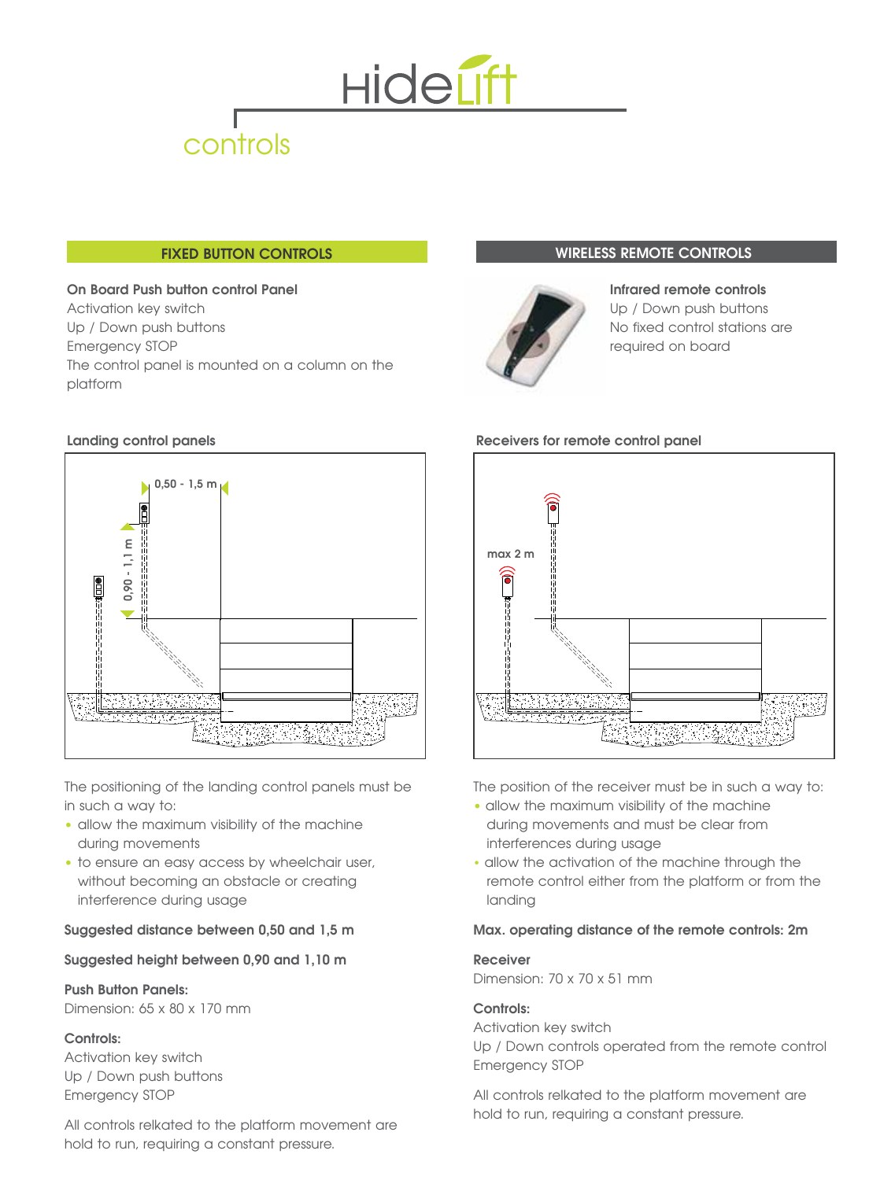# HideLift

## controls

### FIXED BUTTON CONTROLS

**On Board Push button control Panel**
Activation key switch
Up / Down push buttons
Emergency STOP
The control panel is mounted on a column on the platform

**Landing control panels**

0,50 - 1,5 m

0,90 - 1,1 m

The positioning of the landing control panels must be in such a way to:

- allow the maximum visibility of the machine during movements
- to ensure an easy access by wheelchair user, without becoming an obstacle or creating interference during usage

**Suggested distance between 0,50 and 1,5 m**

**Suggested height between 0,90 and 1,10 m**

**Push Button Panels:**
Dimension: 65 x 80 x 170 mm

**Controls:**
Activation key switch
Up / Down push buttons
Emergency STOP

All controls relkated to the platform movement are hold to run, requiring a constant pressure.

### WIRELESS REMOTE CONTROLS

**Infrared remote controls**
Up / Down push buttons
No fixed control stations are required on board

**Receivers for remote control panel**

max 2 m

The position of the receiver must be in such a way to:

- allow the maximum visibility of the machine during movements and must be clear from interferences during usage
- allow the activation of the machine through the remote control either from the platform or from the landing

**Max. operating distance of the remote controls: 2m**

**Receiver**
Dimension: 70 x 70 x 51 mm

**Controls:**
Activation key switch
Up / Down controls operated from the remote control
Emergency STOP

All controls relkated to the platform movement are hold to run, requiring a constant pressure.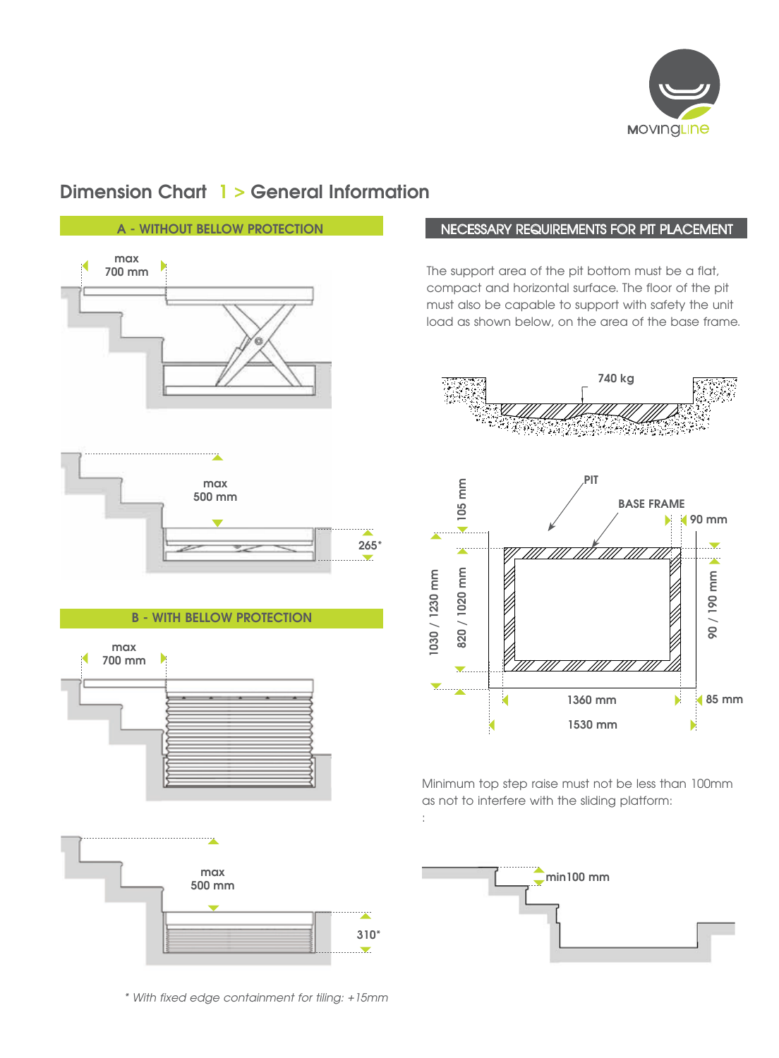# Dimension Chart 1 > General Information

## A - WITHOUT BELLOW PROTECTION

max 700 mm

max 500 mm

265*

## B - WITH BELLOW PROTECTION

max 700 mm

max 500 mm

310*

*\* With fixed edge containment for tiling: +15mm*

## NECESSARY REQUIREMENTS FOR PIT PLACEMENT

The support area of the pit bottom must be a flat, compact and horizontal surface. The floor of the pit must also be capable to support with safety the unit load as shown below, on the area of the base frame.

740 kg

PIT

BASE FRAME

105 mm

90 mm

1030 / 1230 mm

820 / 1020 mm

90 / 190 mm

1360 mm

1530 mm

85 mm

Minimum top step raise must not be less than 100mm as not to interfere with the sliding platform:

:

min100 mm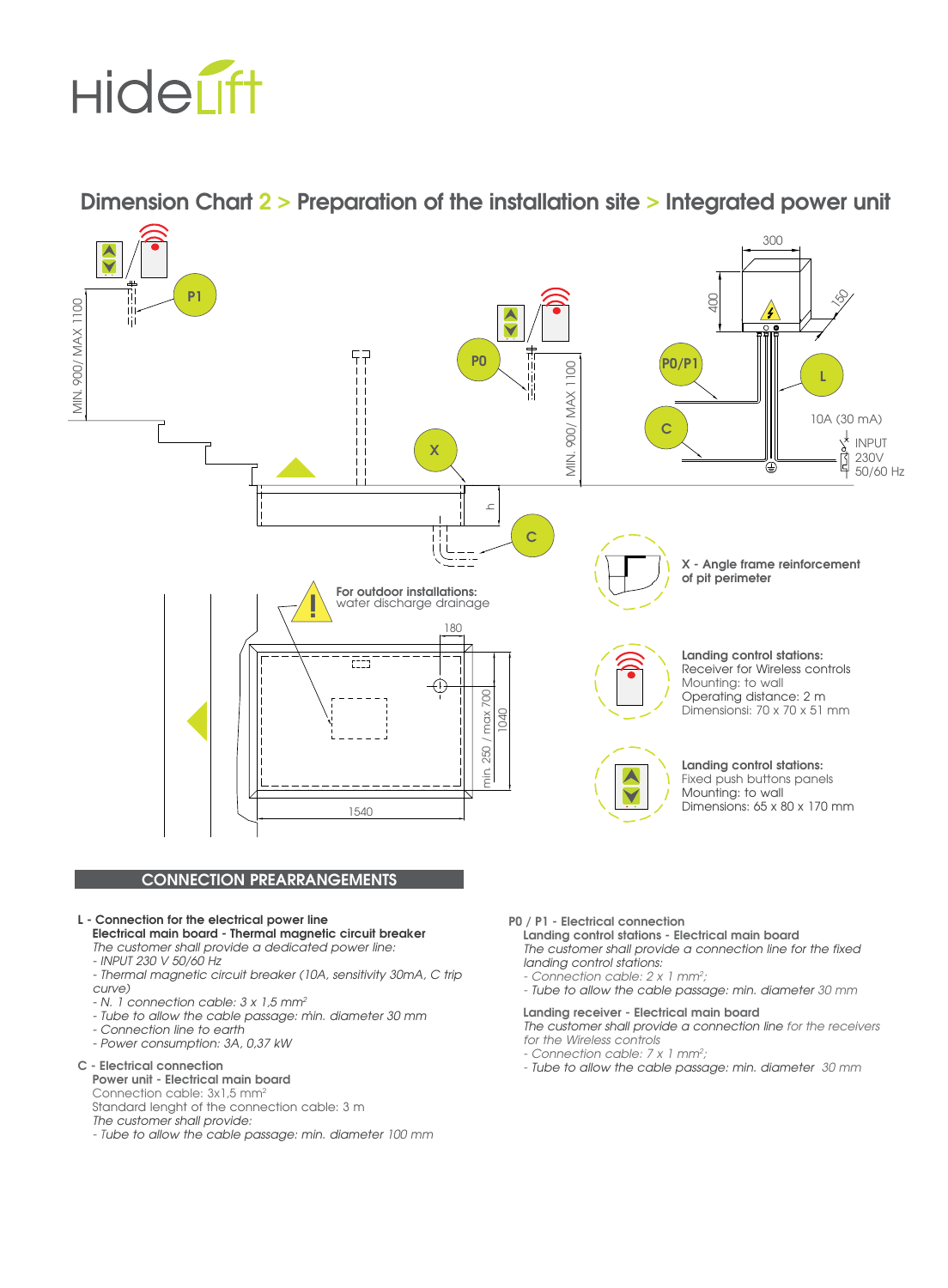# Dimension Chart 2 > Preparation of the installation site > Integrated power unit

P1

P0

P0/P1

L

C

X

MIN. 900/ MAX 1100

300

400

150

10A (30 mA)

INPUT
230V
50/60 Hz

h

For outdoor installations:
water discharge drainage

180

1040

min. 250 / max 700

1540

**X - Angle frame reinforcement of pit perimeter**

**Landing control stations:**
Receiver for Wireless controls
Mounting: to wall
Operating distance: 2 m
Dimensionsi: 70 x 70 x 51 mm

**Landing control stations:**
Fixed push buttons panels
Mounting: to wall
Dimensions: 65 x 80 x 170 mm

## CONNECTION PREARRANGEMENTS

**L - Connection for the electrical power line**

**Electrical main board - Thermal magnetic circuit breaker**

*The customer shall provide a dedicated power line:*

- *INPUT 230 V 50/60 Hz*
- *Thermal magnetic circuit breaker (10A, sensitivity 30mA, C trip curve)*
- *N. 1 connection cable: 3 x 1,5 mm²*
- *Tube to allow the cable passage: min. diameter 30 mm*
- *Connection line to earth*
- *Power consumption: 3A, 0,37 kW*

**C - Electrical connection**

**Power unit - Electrical main board**

Connection cable: 3x1,5 mm²

Standard lenght of the connection cable: 3 m

*The customer shall provide:*

- *Tube to allow the cable passage: min. diameter 100 mm*

**P0 / P1 - Electrical connection**

**Landing control stations - Electrical main board**

*The customer shall provide a connection line for the fixed landing control stations:*

- *Connection cable: 2 x 1 mm²;*
- *Tube to allow the cable passage: min. diameter 30 mm*

**Landing receiver - Electrical main board**

*The customer shall provide a connection line for the receivers for the Wireless controls*

- *Connection cable: 7 x 1 mm²;*
- *Tube to allow the cable passage: min. diameter 30 mm*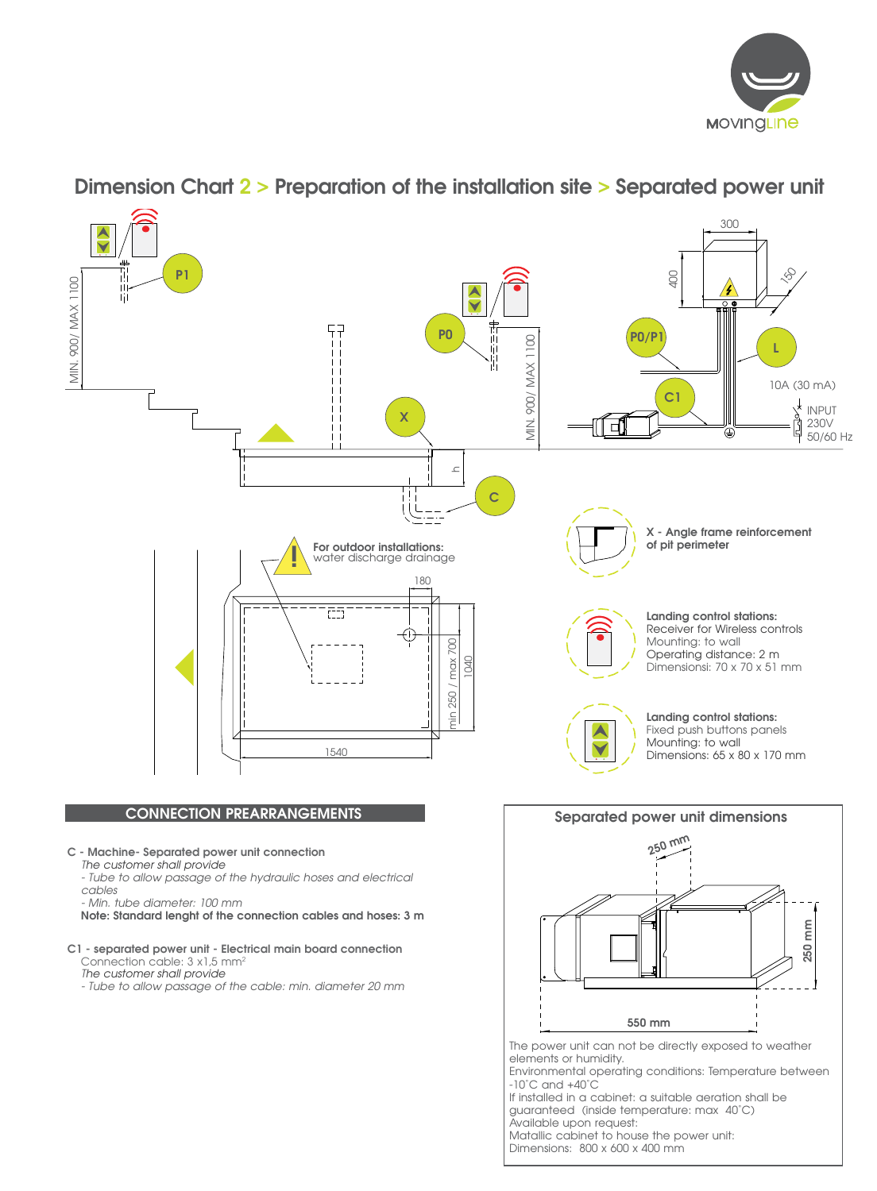# Dimension Chart 2 > Preparation of the installation site > Separated power unit

P1

MIN. 900/ MAX 1100

P0

MIN. 900/ MAX 1100

X

C

h

300

400

150

P0/P1

L

C1

10A (30 mA)

INPUT
230V
50/60 Hz

**For outdoor installations:**
water discharge drainage

180

min 250 / max 700

1040

1540

**X - Angle frame reinforcement of pit perimeter**

**Landing control stations:**
Receiver for Wireless controls
Mounting: to wall
Operating distance: 2 m
Dimensionsi: 70 x 70 x 51 mm

**Landing control stations:**
Fixed push buttons panels
Mounting: to wall
Dimensions: 65 x 80 x 170 mm

## CONNECTION PREARRANGEMENTS

**C - Machine- Separated power unit connection**

*The customer shall provide*

*- Tube to allow passage of the hydraulic hoses and electrical cables*

*- Min. tube diameter: 100 mm*

**Note: Standard lenght of the connection cables and hoses: 3 m**

**C1 - separated power unit - Electrical main board connection**

Connection cable: 3 x1,5 $mm^2$

*The customer shall provide*

*- Tube to allow passage of the cable: min. diameter 20 mm*

## Separated power unit dimensions

250 mm

250 mm

550 mm

The power unit can not be directly exposed to weather elements or humidity.
Environmental operating conditions: Temperature between -10°C and +40°C
If installed in a cabinet: a suitable aeration shall be guaranteed (inside temperature: max 40°C)
Available upon request:
Matallic cabinet to house the power unit:
Dimensions: 800 x 600 x 400 mm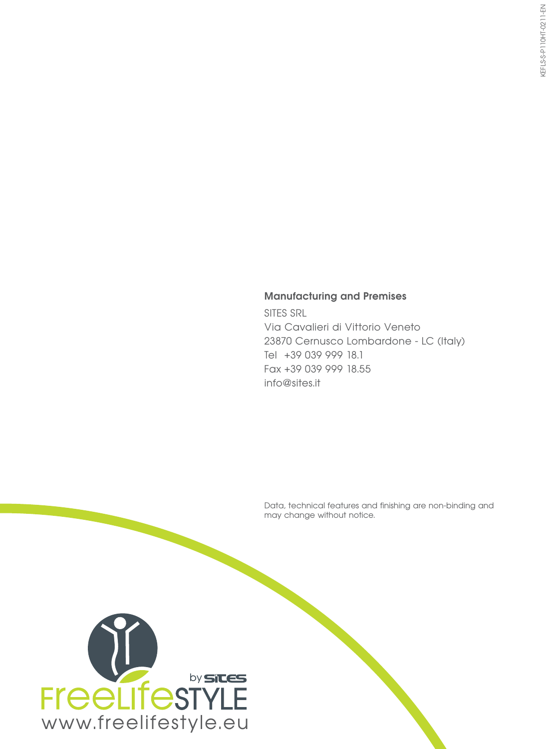KEFLS-S-P110HT-0211-EN

**Manufacturing and Premises**

SITES SRL
Via Cavalieri di Vittorio Veneto
23870 Cernusco Lombardone - LC (Italy)
Tel +39 039 999 18.1
Fax +39 039 999 18.55
info@sites.it

Data, technical features and finishing are non-binding and may change without notice.

by SITES
FreeLifeSTYLE
www.freelifestyle.eu